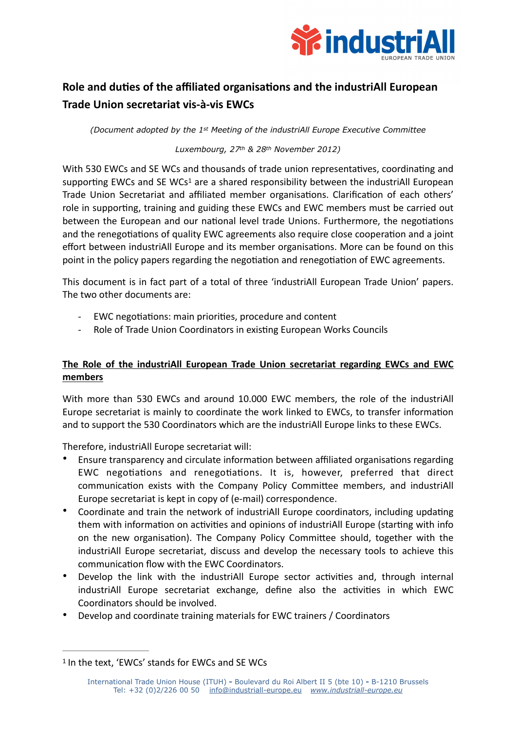# Role and duties of the affiliated organisations and the industriAll European Trade Union secretariat vis-à-vis EWCs

*(Document adopted by the 1st Meeting of the industriAll Europe Executive Committee*

*Luxembourg, 27th & 28th November 2012)*

With 530 EWCs and SE WCs and thousands of trade union representatives, coordinating and supporting EWCs and SE WCs[1] are a shared responsibility between the industriAll European Trade Union Secretariat and affiliated member organisations. Clarification of each others' role in supporting, training and guiding these EWCs and EWC members must be carried out between the European and our national level trade Unions. Furthermore, the negotiations and the renegotiations of quality EWC agreements also require close cooperation and a joint effort between industriAll Europe and its member organisations. More can be found on this point in the policy papers regarding the negotiation and renegotiation of EWC agreements.

This document is in fact part of a total of three 'industriAll European Trade Union' papers. The two other documents are:

- EWC negotiations: main priorities, procedure and content
- Role of Trade Union Coordinators in existing European Works Councils

## The Role of the industriAll European Trade Union secretariat regarding EWCs and EWC members

With more than 530 EWCs and around 10.000 EWC members, the role of the industriAll Europe secretariat is mainly to coordinate the work linked to EWCs, to transfer information and to support the 530 Coordinators which are the industriAll Europe links to these EWCs.

Therefore, industriAll Europe secretariat will:

- Ensure transparency and circulate information between affiliated organisations regarding EWC negotiations and renegotiations. It is, however, preferred that direct communication exists with the Company Policy Committee members, and industriAll Europe secretariat is kept in copy of (e-mail) correspondence.
- Coordinate and train the network of industriAll Europe coordinators, including updating them with information on activities and opinions of industriAll Europe (starting with info on the new organisation). The Company Policy Committee should, together with the industriAll Europe secretariat, discuss and develop the necessary tools to achieve this communication flow with the EWC Coordinators.
- Develop the link with the industriAll Europe sector activities and, through internal industriAll Europe secretariat exchange, define also the activities in which EWC Coordinators should be involved.
- Develop and coordinate training materials for EWC trainers / Coordinators

[1] In the text, 'EWCs' stands for EWCs and SE WCs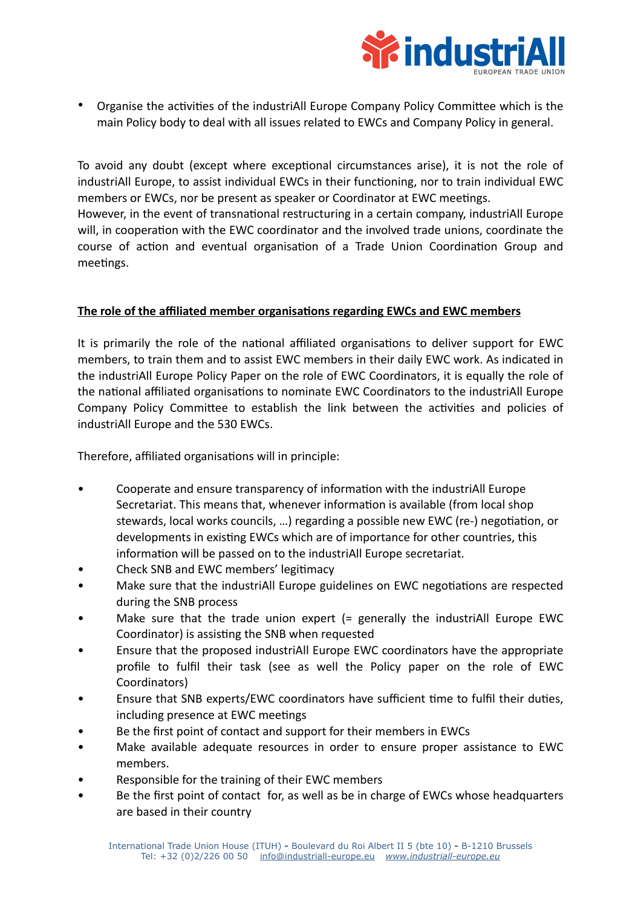- Organise the activities of the industriAll Europe Company Policy Committee which is the main Policy body to deal with all issues related to EWCs and Company Policy in general.

To avoid any doubt (except where exceptional circumstances arise), it is not the role of industriAll Europe, to assist individual EWCs in their functioning, nor to train individual EWC members or EWCs, nor be present as speaker or Coordinator at EWC meetings.
However, in the event of transnational restructuring in a certain company, industriAll Europe will, in cooperation with the EWC coordinator and the involved trade unions, coordinate the course of action and eventual organisation of a Trade Union Coordination Group and meetings.

**The role of the affiliated member organisations regarding EWCs and EWC members**

It is primarily the role of the national affiliated organisations to deliver support for EWC members, to train them and to assist EWC members in their daily EWC work. As indicated in the industriAll Europe Policy Paper on the role of EWC Coordinators, it is equally the role of the national affiliated organisations to nominate EWC Coordinators to the industriAll Europe Company Policy Committee to establish the link between the activities and policies of industriAll Europe and the 530 EWCs.

Therefore, affiliated organisations will in principle:

- Cooperate and ensure transparency of information with the industriAll Europe Secretariat. This means that, whenever information is available (from local shop stewards, local works councils, …) regarding a possible new EWC (re-) negotiation, or developments in existing EWCs which are of importance for other countries, this information will be passed on to the industriAll Europe secretariat.
- Check SNB and EWC members' legitimacy
- Make sure that the industriAll Europe guidelines on EWC negotiations are respected during the SNB process
- Make sure that the trade union expert (= generally the industriAll Europe EWC Coordinator) is assisting the SNB when requested
- Ensure that the proposed industriAll Europe EWC coordinators have the appropriate profile to fulfil their task (see as well the Policy paper on the role of EWC Coordinators)
- Ensure that SNB experts/EWC coordinators have sufficient time to fulfil their duties, including presence at EWC meetings
- Be the first point of contact and support for their members in EWCs
- Make available adequate resources in order to ensure proper assistance to EWC members.
- Responsible for the training of their EWC members
- Be the first point of contact for, as well as be in charge of EWCs whose headquarters are based in their country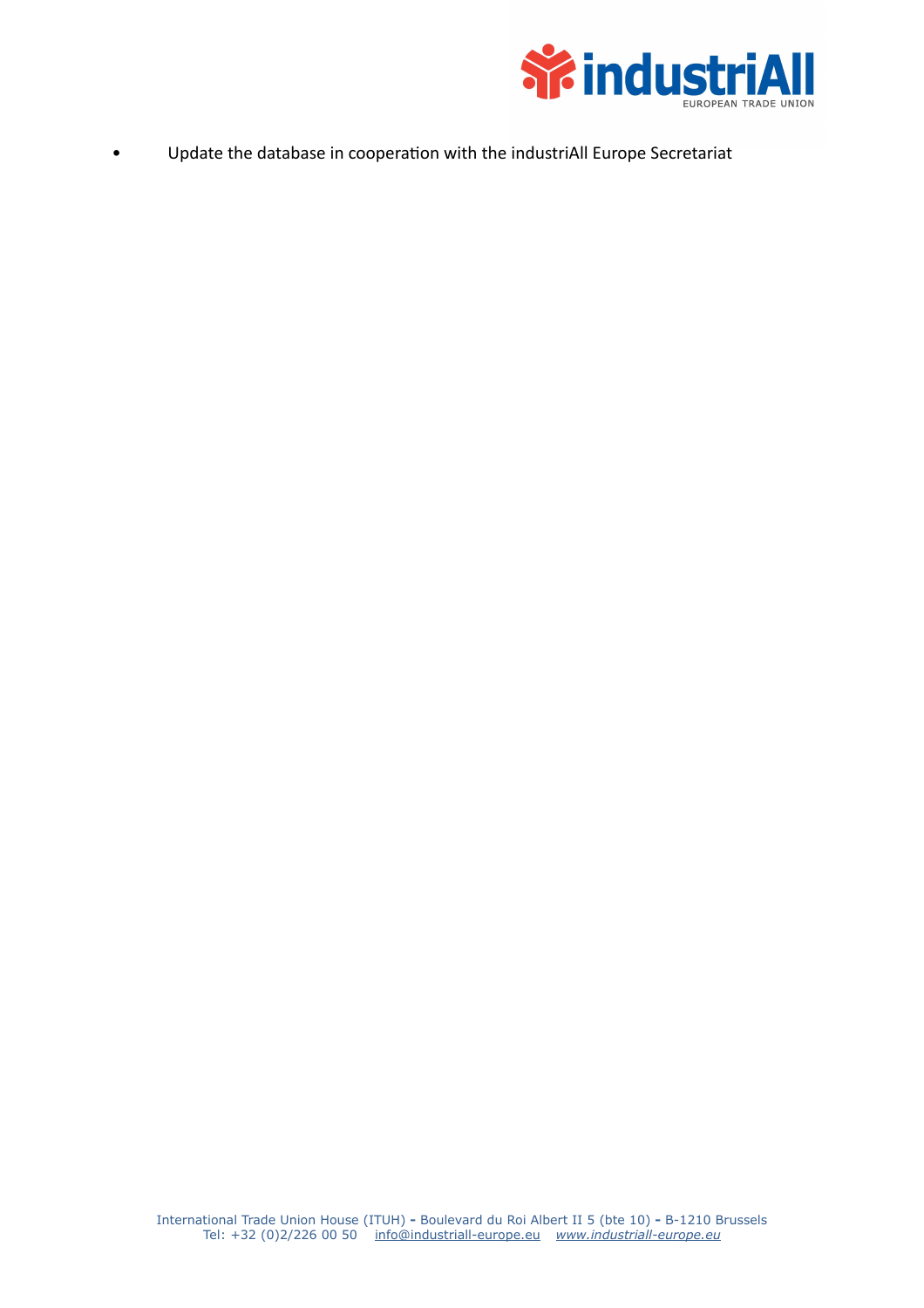- Update the database in cooperation with the industriAll Europe Secretariat